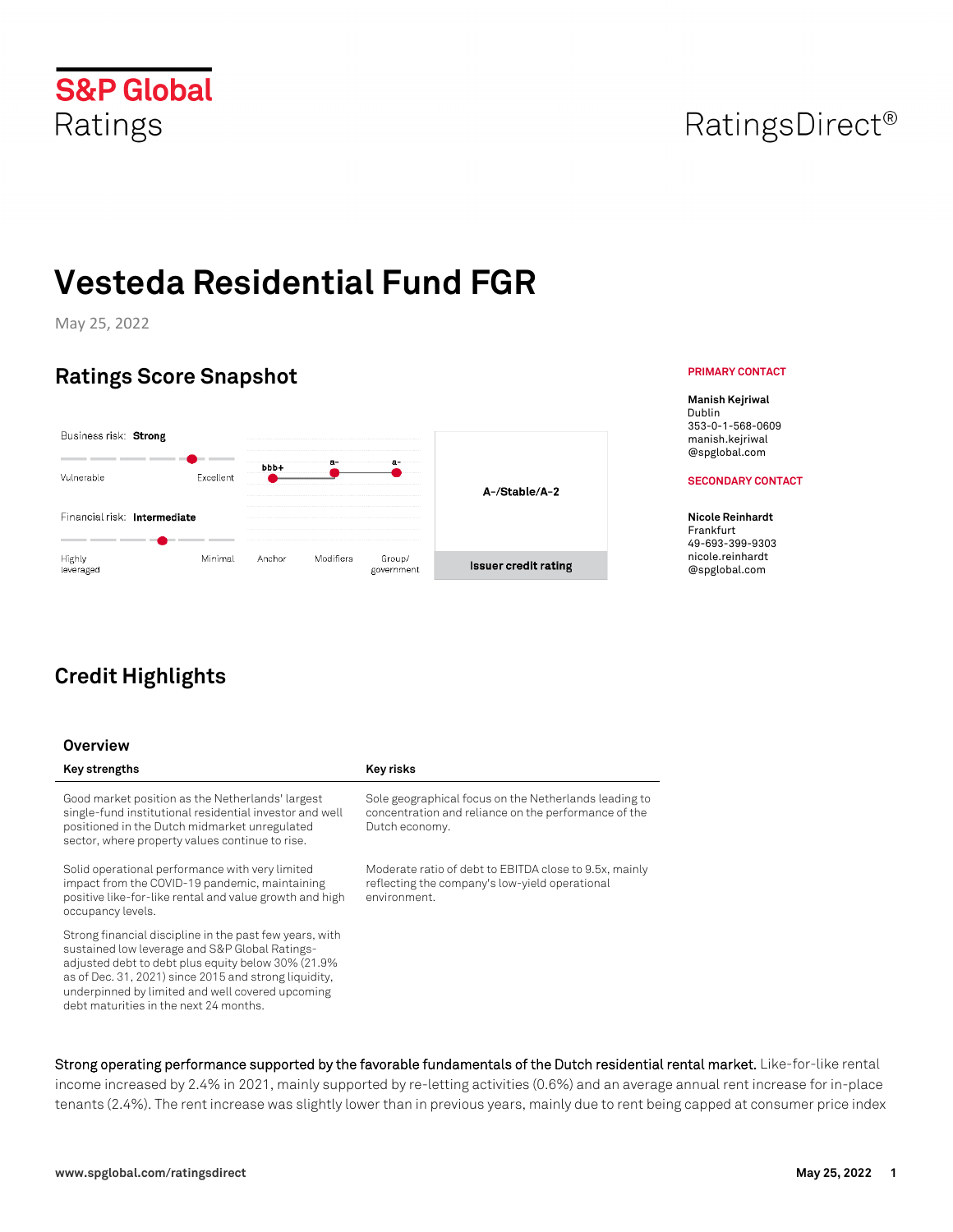S&P Global Ratings

RatingsDirect®

# Vesteda Residential Fund FGR

May 25, 2022

## Ratings Score Snapshot

Business risk: **Strong**

Vulnerable — Excellent

Financial risk: **Intermediate**

Highly leveraged — Minimal

| Anchor | Modifiers | Group/government |
|---|---|---|
| bbb+ | a- | a- |

**A-/Stable/A-2**

Issuer credit rating

**PRIMARY CONTACT**

**Manish Kejriwal**
Dublin
353-0-1-568-0609
manish.kejriwal@spglobal.com

**SECONDARY CONTACT**

**Nicole Reinhardt**
Frankfurt
49-693-399-9303
nicole.reinhardt@spglobal.com

## Credit Highlights

### Overview

| Key strengths | Key risks |
|---|---|
| Good market position as the Netherlands' largest single-fund institutional residential investor and well positioned in the Dutch midmarket unregulated sector, where property values continue to rise. | Sole geographical focus on the Netherlands leading to concentration and reliance on the performance of the Dutch economy. |
| Solid operational performance with very limited impact from the COVID-19 pandemic, maintaining positive like-for-like rental and value growth and high occupancy levels. | Moderate ratio of debt to EBITDA close to 9.5x, mainly reflecting the company's low-yield operational environment. |
| Strong financial discipline in the past few years, with sustained low leverage and S&P Global Ratings-adjusted debt to debt plus equity below 30% (21.9% as of Dec. 31, 2021) since 2015 and strong liquidity, underpinned by limited and well covered upcoming debt maturities in the next 24 months. | |

**Strong operating performance supported by the favorable fundamentals of the Dutch residential rental market.** Like-for-like rental income increased by 2.4% in 2021, mainly supported by re-letting activities (0.6%) and an average annual rent increase for in-place tenants (2.4%). The rent increase was slightly lower than in previous years, mainly due to rent being capped at consumer price index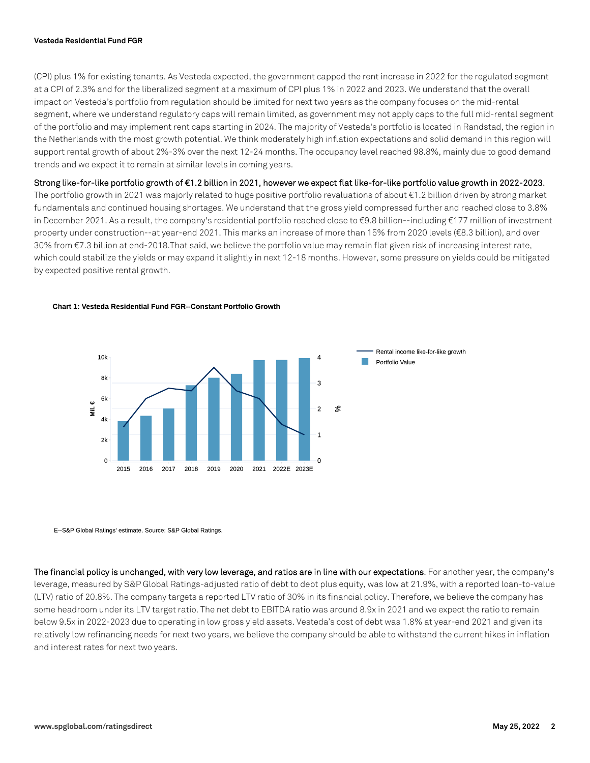(CPI) plus 1% for existing tenants. As Vesteda expected, the government capped the rent increase in 2022 for the regulated segment at a CPI of 2.3% and for the liberalized segment at a maximum of CPI plus 1% in 2022 and 2023. We understand that the overall impact on Vesteda's portfolio from regulation should be limited for next two years as the company focuses on the mid-rental segment, where we understand regulatory caps will remain limited, as government may not apply caps to the full mid-rental segment of the portfolio and may implement rent caps starting in 2024. The majority of Vesteda's portfolio is located in Randstad, the region in the Netherlands with the most growth potential. We think moderately high inflation expectations and solid demand in this region will support rental growth of about 2%-3% over the next 12-24 months. The occupancy level reached 98.8%, mainly due to good demand trends and we expect it to remain at similar levels in coming years.

Strong like-for-like portfolio growth of €1.2 billion in 2021, however we expect flat like-for-like portfolio value growth in 2022-2023. The portfolio growth in 2021 was majorly related to huge positive portfolio revaluations of about €1.2 billion driven by strong market fundamentals and continued housing shortages. We understand that the gross yield compressed further and reached close to 3.8% in December 2021. As a result, the company's residential portfolio reached close to €9.8 billion--including €177 million of investment property under construction--at year-end 2021. This marks an increase of more than 15% from 2020 levels (€8.3 billion), and over 30% from €7.3 billion at end-2018.That said, we believe the portfolio value may remain flat given risk of increasing interest rate, which could stabilize the yields or may expand it slightly in next 12-18 months. However, some pressure on yields could be mitigated by expected positive rental growth.

**Chart 1: Vesteda Residential Fund FGR--Constant Portfolio Growth**

E--S&P Global Ratings' estimate. Source: S&P Global Ratings.

The financial policy is unchanged, with very low leverage, and ratios are in line with our expectations. For another year, the company's leverage, measured by S&P Global Ratings-adjusted ratio of debt to debt plus equity, was low at 21.9%, with a reported loan-to-value (LTV) ratio of 20.8%. The company targets a reported LTV ratio of 30% in its financial policy. Therefore, we believe the company has some headroom under its LTV target ratio. The net debt to EBITDA ratio was around 8.9x in 2021 and we expect the ratio to remain below 9.5x in 2022-2023 due to operating in low gross yield assets. Vesteda's cost of debt was 1.8% at year-end 2021 and given its relatively low refinancing needs for next two years, we believe the company should be able to withstand the current hikes in inflation and interest rates for next two years.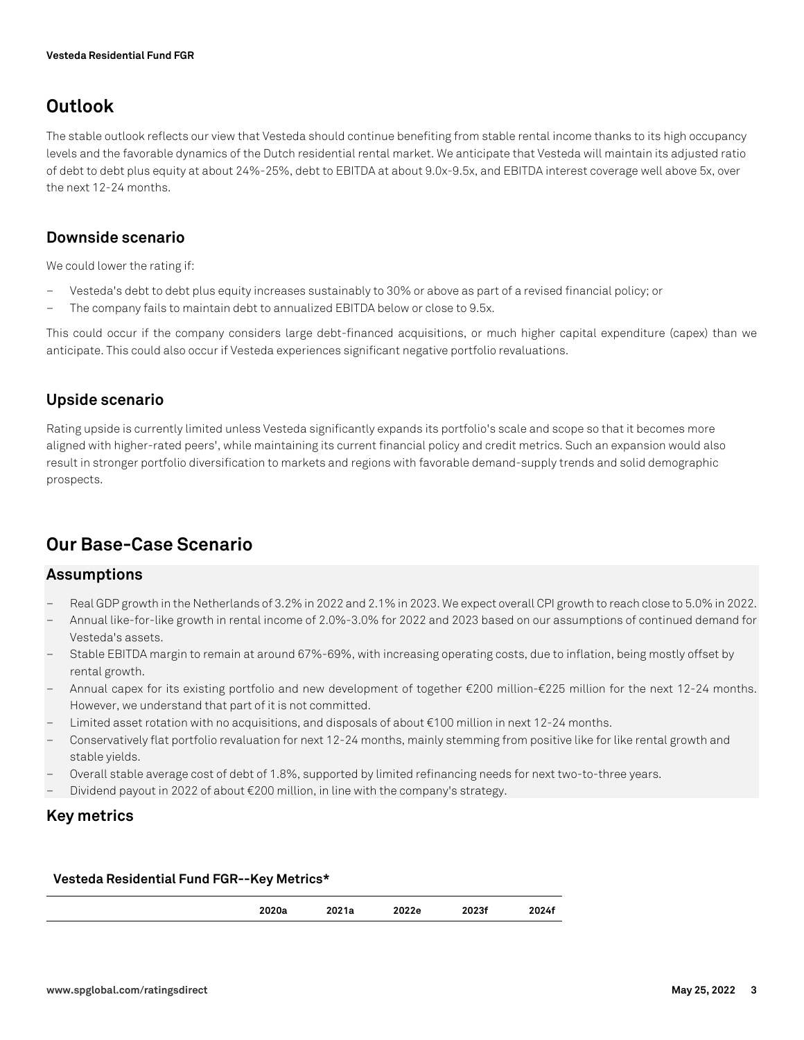## Outlook

The stable outlook reflects our view that Vesteda should continue benefiting from stable rental income thanks to its high occupancy levels and the favorable dynamics of the Dutch residential rental market. We anticipate that Vesteda will maintain its adjusted ratio of debt to debt plus equity at about 24%-25%, debt to EBITDA at about 9.0x-9.5x, and EBITDA interest coverage well above 5x, over the next 12-24 months.

### Downside scenario

We could lower the rating if:

- Vesteda's debt to debt plus equity increases sustainably to 30% or above as part of a revised financial policy; or
- The company fails to maintain debt to annualized EBITDA below or close to 9.5x.

This could occur if the company considers large debt-financed acquisitions, or much higher capital expenditure (capex) than we anticipate. This could also occur if Vesteda experiences significant negative portfolio revaluations.

### Upside scenario

Rating upside is currently limited unless Vesteda significantly expands its portfolio's scale and scope so that it becomes more aligned with higher-rated peers', while maintaining its current financial policy and credit metrics. Such an expansion would also result in stronger portfolio diversification to markets and regions with favorable demand-supply trends and solid demographic prospects.

## Our Base-Case Scenario

### Assumptions

- Real GDP growth in the Netherlands of 3.2% in 2022 and 2.1% in 2023. We expect overall CPI growth to reach close to 5.0% in 2022.
- Annual like-for-like growth in rental income of 2.0%-3.0% for 2022 and 2023 based on our assumptions of continued demand for Vesteda's assets.
- Stable EBITDA margin to remain at around 67%-69%, with increasing operating costs, due to inflation, being mostly offset by rental growth.
- Annual capex for its existing portfolio and new development of together €200 million-€225 million for the next 12-24 months. However, we understand that part of it is not committed.
- Limited asset rotation with no acquisitions, and disposals of about €100 million in next 12-24 months.
- Conservatively flat portfolio revaluation for next 12-24 months, mainly stemming from positive like for like rental growth and stable yields.
- Overall stable average cost of debt of 1.8%, supported by limited refinancing needs for next two-to-three years.
- Dividend payout in 2022 of about €200 million, in line with the company's strategy.

### Key metrics

**Vesteda Residential Fund FGR--Key Metrics***

| | 2020a | 2021a | 2022e | 2023f | 2024f |
|---|---|---|---|---|---|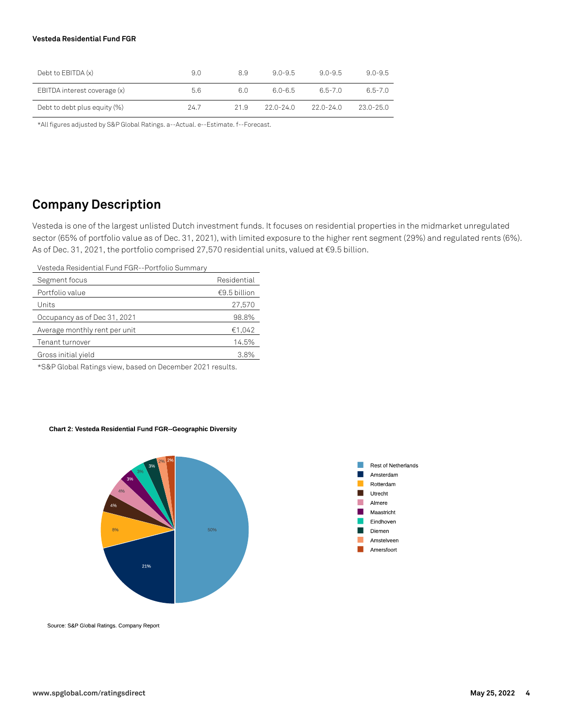| Debt to EBITDA (x) | 9.0 | 8.9 | 9.0-9.5 | 9.0-9.5 | 9.0-9.5 |
|---|---|---|---|---|---|
| EBITDA interest coverage (x) | 5.6 | 6.0 | 6.0-6.5 | 6.5-7.0 | 6.5-7.0 |
| Debt to debt plus equity (%) | 24.7 | 21.9 | 22.0-24.0 | 22.0-24.0 | 23.0-25.0 |

*All figures adjusted by S&P Global Ratings. a--Actual. e--Estimate. f--Forecast.

## Company Description

Vesteda is one of the largest unlisted Dutch investment funds. It focuses on residential properties in the midmarket unregulated sector (65% of portfolio value as of Dec. 31, 2021), with limited exposure to the higher rent segment (29%) and regulated rents (6%). As of Dec. 31, 2021, the portfolio comprised 27,570 residential units, valued at €9.5 billion.

| Vesteda Residential Fund FGR--Portfolio Summary | |
|---|---|
| Segment focus | Residential |
| Portfolio value | €9.5 billion |
| Units | 27,570 |
| Occupancy as of Dec 31, 2021 | 98.8% |
| Average monthly rent per unit | €1,042 |
| Tenant turnover | 14.5% |
| Gross initial yield | 3.8% |

*S&P Global Ratings view, based on December 2021 results.

**Chart 2: Vesteda Residential Fund FGR--Geographic Diversity**

| Location | Share |
|---|---|
| Rest of Netherlands | 50% |
| Amsterdam | 21% |
| Rotterdam | 8% |
| Utrecht | 4% |
| Almere | 4% |
| Maastricht | 3% |
| Eindhoven | 3% |
| Diemen | 3% |
| Amstelveen | 2% |
| Amersfoort | 2% |

Source: S&P Global Ratings. Company Report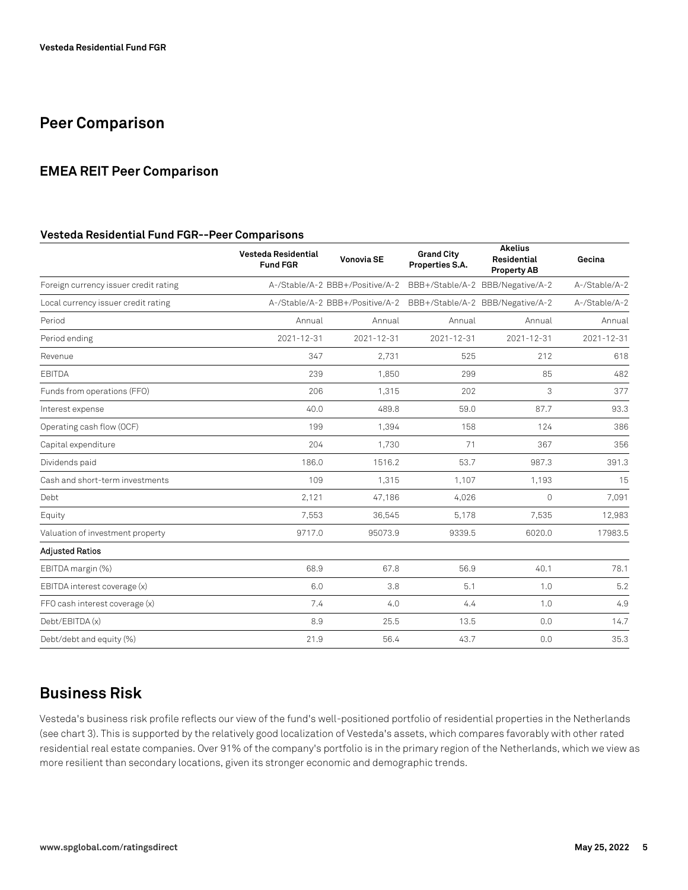## Peer Comparison

### EMEA REIT Peer Comparison

**Vesteda Residential Fund FGR--Peer Comparisons**

| | Vesteda Residential Fund FGR | Vonovia SE | Grand City Properties S.A. | Akelius Residential Property AB | Gecina |
|---|---|---|---|---|---|
| Foreign currency issuer credit rating | A-/Stable/A-2 | BBB+/Positive/A-2 | BBB+/Stable/A-2 | BBB/Negative/A-2 | A-/Stable/A-2 |
| Local currency issuer credit rating | A-/Stable/A-2 | BBB+/Positive/A-2 | BBB+/Stable/A-2 | BBB/Negative/A-2 | A-/Stable/A-2 |
| Period | Annual | Annual | Annual | Annual | Annual |
| Period ending | 2021-12-31 | 2021-12-31 | 2021-12-31 | 2021-12-31 | 2021-12-31 |
| Revenue | 347 | 2,731 | 525 | 212 | 618 |
| EBITDA | 239 | 1,850 | 299 | 85 | 482 |
| Funds from operations (FFO) | 206 | 1,315 | 202 | 3 | 377 |
| Interest expense | 40.0 | 489.8 | 59.0 | 87.7 | 93.3 |
| Operating cash flow (OCF) | 199 | 1,394 | 158 | 124 | 386 |
| Capital expenditure | 204 | 1,730 | 71 | 367 | 356 |
| Dividends paid | 186.0 | 1516.2 | 53.7 | 987.3 | 391.3 |
| Cash and short-term investments | 109 | 1,315 | 1,107 | 1,193 | 15 |
| Debt | 2,121 | 47,186 | 4,026 | 0 | 7,091 |
| Equity | 7,553 | 36,545 | 5,178 | 7,535 | 12,983 |
| Valuation of investment property | 9717.0 | 95073.9 | 9339.5 | 6020.0 | 17983.5 |
| Adjusted Ratios | | | | | |
| EBITDA margin (%) | 68.9 | 67.8 | 56.9 | 40.1 | 78.1 |
| EBITDA interest coverage (x) | 6.0 | 3.8 | 5.1 | 1.0 | 5.2 |
| FFO cash interest coverage (x) | 7.4 | 4.0 | 4.4 | 1.0 | 4.9 |
| Debt/EBITDA (x) | 8.9 | 25.5 | 13.5 | 0.0 | 14.7 |
| Debt/debt and equity (%) | 21.9 | 56.4 | 43.7 | 0.0 | 35.3 |

## Business Risk

Vesteda's business risk profile reflects our view of the fund's well-positioned portfolio of residential properties in the Netherlands (see chart 3). This is supported by the relatively good localization of Vesteda's assets, which compares favorably with other rated residential real estate companies. Over 91% of the company's portfolio is in the primary region of the Netherlands, which we view as more resilient than secondary locations, given its stronger economic and demographic trends.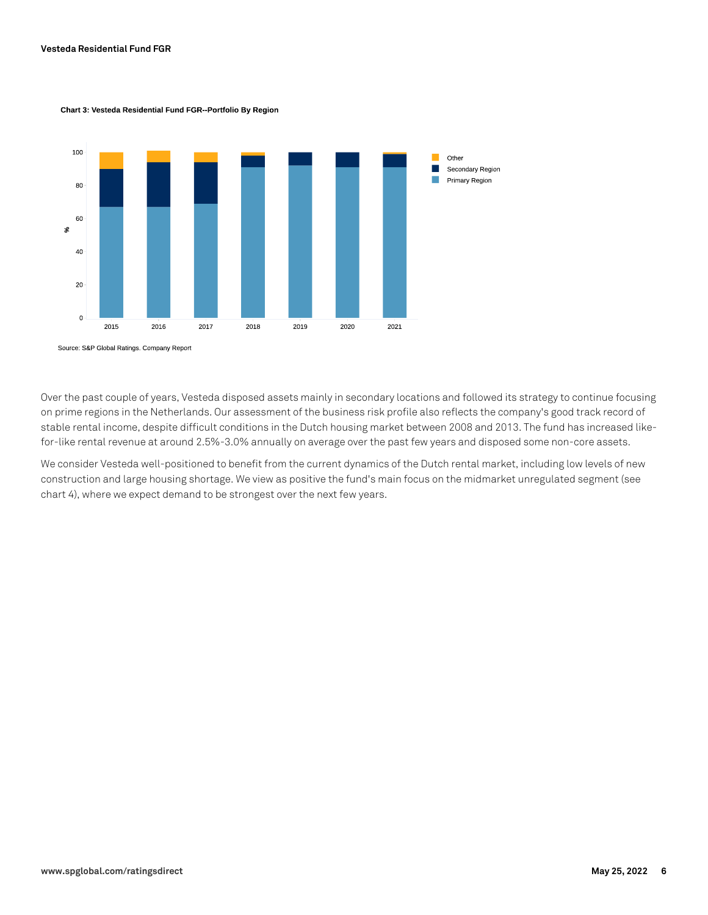**Chart 3: Vesteda Residential Fund FGR--Portfolio By Region**

Source: S&P Global Ratings. Company Report

Over the past couple of years, Vesteda disposed assets mainly in secondary locations and followed its strategy to continue focusing on prime regions in the Netherlands. Our assessment of the business risk profile also reflects the company's good track record of stable rental income, despite difficult conditions in the Dutch housing market between 2008 and 2013. The fund has increased like-for-like rental revenue at around 2.5%-3.0% annually on average over the past few years and disposed some non-core assets.

We consider Vesteda well-positioned to benefit from the current dynamics of the Dutch rental market, including low levels of new construction and large housing shortage. We view as positive the fund's main focus on the midmarket unregulated segment (see chart 4), where we expect demand to be strongest over the next few years.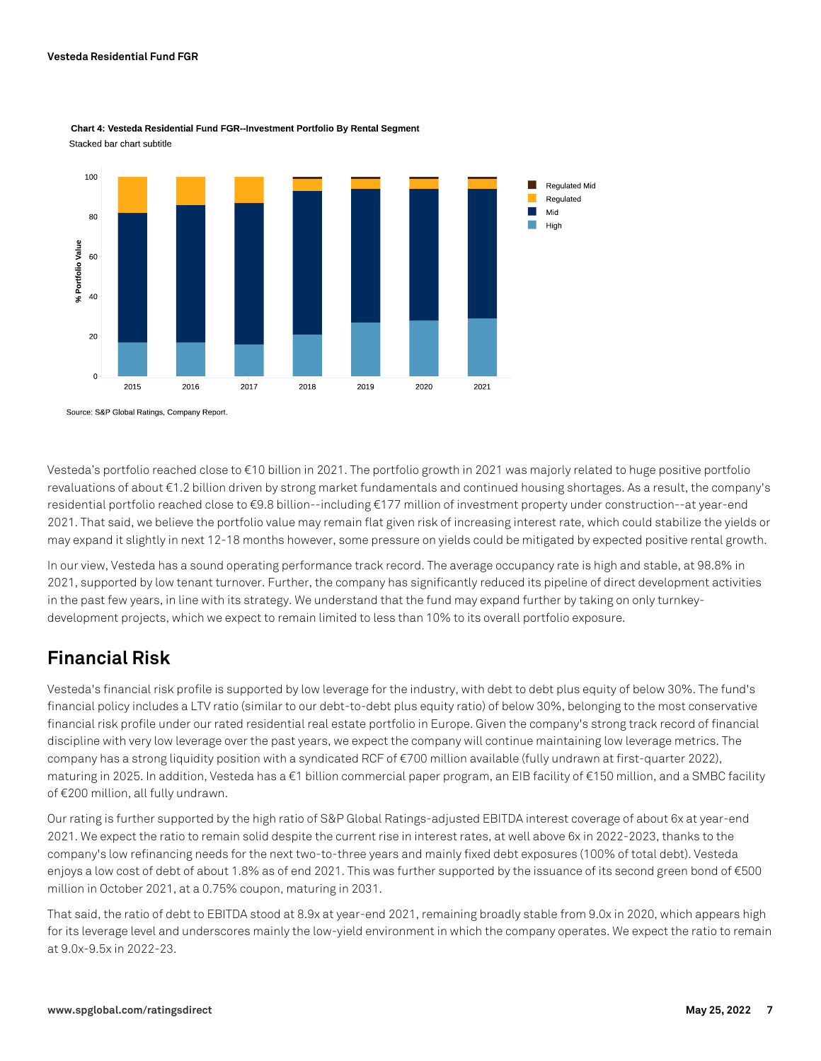**Chart 4: Vesteda Residential Fund FGR--Investment Portfolio By Rental Segment**

Stacked bar chart subtitle

Source: S&P Global Ratings, Company Report.

Vesteda's portfolio reached close to €10 billion in 2021. The portfolio growth in 2021 was majorly related to huge positive portfolio revaluations of about €1.2 billion driven by strong market fundamentals and continued housing shortages. As a result, the company's residential portfolio reached close to €9.8 billion--including €177 million of investment property under construction--at year-end 2021. That said, we believe the portfolio value may remain flat given risk of increasing interest rate, which could stabilize the yields or may expand it slightly in next 12-18 months however, some pressure on yields could be mitigated by expected positive rental growth.

In our view, Vesteda has a sound operating performance track record. The average occupancy rate is high and stable, at 98.8% in 2021, supported by low tenant turnover. Further, the company has significantly reduced its pipeline of direct development activities in the past few years, in line with its strategy. We understand that the fund may expand further by taking on only turnkey-development projects, which we expect to remain limited to less than 10% to its overall portfolio exposure.

## Financial Risk

Vesteda's financial risk profile is supported by low leverage for the industry, with debt to debt plus equity of below 30%. The fund's financial policy includes a LTV ratio (similar to our debt-to-debt plus equity ratio) of below 30%, belonging to the most conservative financial risk profile under our rated residential real estate portfolio in Europe. Given the company's strong track record of financial discipline with very low leverage over the past years, we expect the company will continue maintaining low leverage metrics. The company has a strong liquidity position with a syndicated RCF of €700 million available (fully undrawn at first-quarter 2022), maturing in 2025. In addition, Vesteda has a €1 billion commercial paper program, an EIB facility of €150 million, and a SMBC facility of €200 million, all fully undrawn.

Our rating is further supported by the high ratio of S&P Global Ratings-adjusted EBITDA interest coverage of about 6x at year-end 2021. We expect the ratio to remain solid despite the current rise in interest rates, at well above 6x in 2022-2023, thanks to the company's low refinancing needs for the next two-to-three years and mainly fixed debt exposures (100% of total debt). Vesteda enjoys a low cost of debt of about 1.8% as of end 2021. This was further supported by the issuance of its second green bond of €500 million in October 2021, at a 0.75% coupon, maturing in 2031.

That said, the ratio of debt to EBITDA stood at 8.9x at year-end 2021, remaining broadly stable from 9.0x in 2020, which appears high for its leverage level and underscores mainly the low-yield environment in which the company operates. We expect the ratio to remain at 9.0x-9.5x in 2022-23.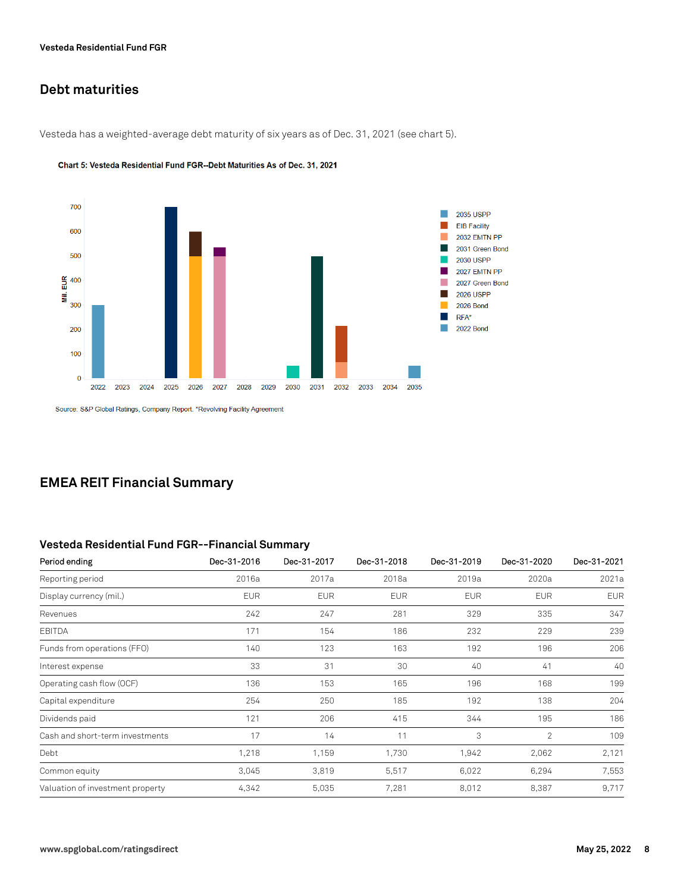## Debt maturities

Vesteda has a weighted-average debt maturity of six years as of Dec. 31, 2021 (see chart 5).

**Chart 5: Vesteda Residential Fund FGR--Debt Maturities As of Dec. 31, 2021**

Source: S&P Global Ratings, Company Report. *Revolving Facility Agreement

## EMEA REIT Financial Summary

### Vesteda Residential Fund FGR--Financial Summary

| Period ending | Dec-31-2016 | Dec-31-2017 | Dec-31-2018 | Dec-31-2019 | Dec-31-2020 | Dec-31-2021 |
|---|---|---|---|---|---|---|
| Reporting period | 2016a | 2017a | 2018a | 2019a | 2020a | 2021a |
| Display currency (mil.) | EUR | EUR | EUR | EUR | EUR | EUR |
| Revenues | 242 | 247 | 281 | 329 | 335 | 347 |
| EBITDA | 171 | 154 | 186 | 232 | 229 | 239 |
| Funds from operations (FFO) | 140 | 123 | 163 | 192 | 196 | 206 |
| Interest expense | 33 | 31 | 30 | 40 | 41 | 40 |
| Operating cash flow (OCF) | 136 | 153 | 165 | 196 | 168 | 199 |
| Capital expenditure | 254 | 250 | 185 | 192 | 138 | 204 |
| Dividends paid | 121 | 206 | 415 | 344 | 195 | 186 |
| Cash and short-term investments | 17 | 14 | 11 | 3 | 2 | 109 |
| Debt | 1,218 | 1,159 | 1,730 | 1,942 | 2,062 | 2,121 |
| Common equity | 3,045 | 3,819 | 5,517 | 6,022 | 6,294 | 7,553 |
| Valuation of investment property | 4,342 | 5,035 | 7,281 | 8,012 | 8,387 | 9,717 |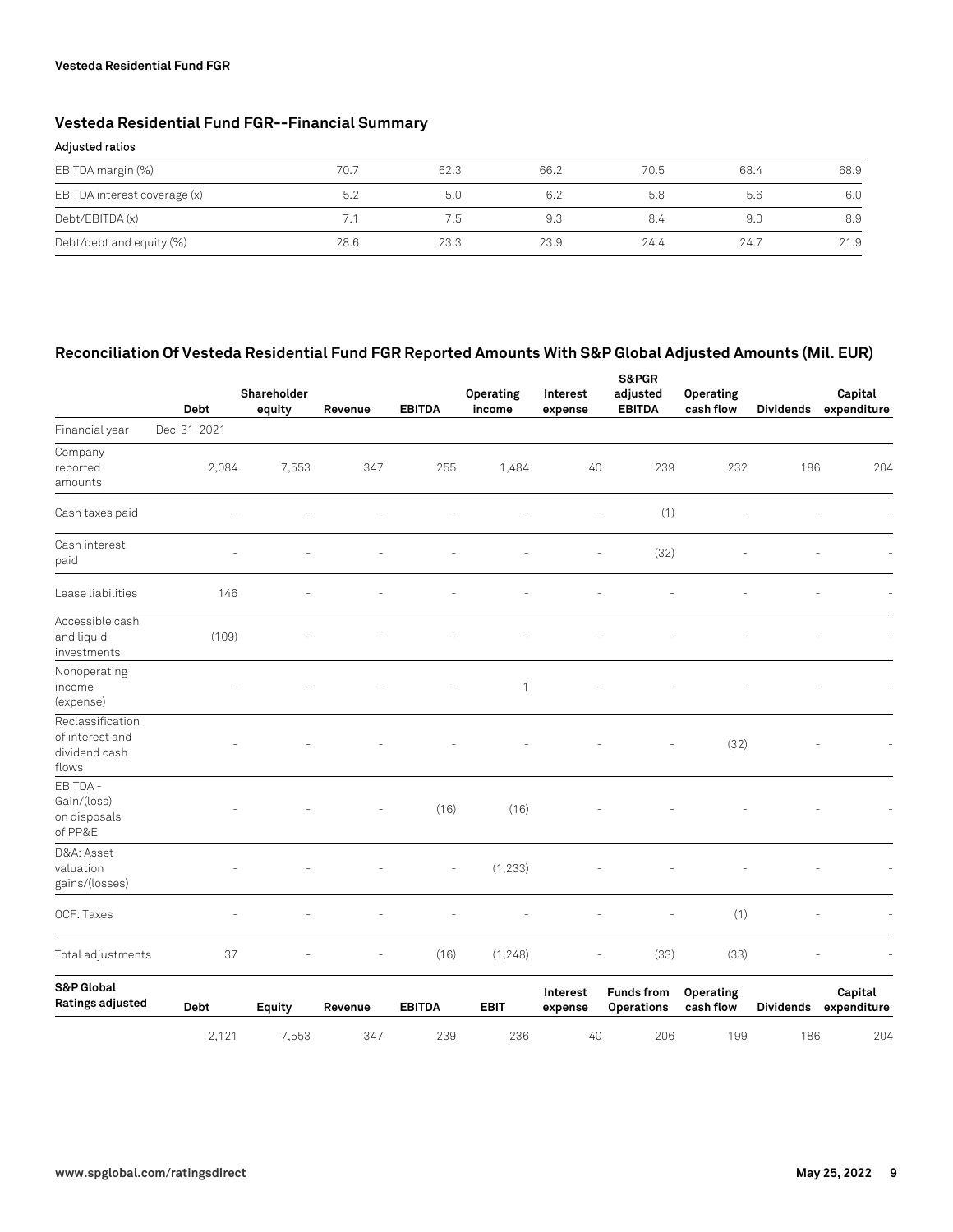## Vesteda Residential Fund FGR--Financial Summary

| Adjusted ratios | | | | | | |
|---|---|---|---|---|---|---|
| EBITDA margin (%) | 70.7 | 62.3 | 66.2 | 70.5 | 68.4 | 68.9 |
| EBITDA interest coverage (x) | 5.2 | 5.0 | 6.2 | 5.8 | 5.6 | 6.0 |
| Debt/EBITDA (x) | 7.1 | 7.5 | 9.3 | 8.4 | 9.0 | 8.9 |
| Debt/debt and equity (%) | 28.6 | 23.3 | 23.9 | 24.4 | 24.7 | 21.9 |

## Reconciliation Of Vesteda Residential Fund FGR Reported Amounts With S&P Global Adjusted Amounts (Mil. EUR)

| | Debt | Shareholder equity | Revenue | EBITDA | Operating income | Interest expense | S&PGR adjusted EBITDA | Operating cash flow | Dividends | Capital expenditure |
|---|---|---|---|---|---|---|---|---|---|---|
| Financial year | Dec-31-2021 | | | | | | | | | |
| Company reported amounts | 2,084 | 7,553 | 347 | 255 | 1,484 | 40 | 239 | 232 | 186 | 204 |
| Cash taxes paid | - | - | - | - | - | - | (1) | - | - | - |
| Cash interest paid | - | - | - | - | - | - | (32) | - | - | - |
| Lease liabilities | 146 | - | - | - | - | - | - | - | - | - |
| Accessible cash and liquid investments | (109) | - | - | - | - | - | - | - | - | - |
| Nonoperating income (expense) | - | - | - | - | 1 | - | - | - | - | - |
| Reclassification of interest and dividend cash flows | - | - | - | - | - | - | - | (32) | - | - |
| EBITDA - Gain/(loss) on disposals of PP&E | - | - | - | (16) | (16) | - | - | - | - | - |
| D&A: Asset valuation gains/(losses) | - | - | - | - | (1,233) | - | - | - | - | - |
| OCF: Taxes | - | - | - | - | - | - | - | (1) | - | - |
| Total adjustments | 37 | - | - | (16) | (1,248) | - | (33) | (33) | - | - |
| **S&P Global Ratings adjusted** | **Debt** | **Equity** | **Revenue** | **EBITDA** | **EBIT** | **Interest expense** | **Funds from Operations** | **Operating cash flow** | **Dividends** | **Capital expenditure** |
| | 2,121 | 7,553 | 347 | 239 | 236 | 40 | 206 | 199 | 186 | 204 |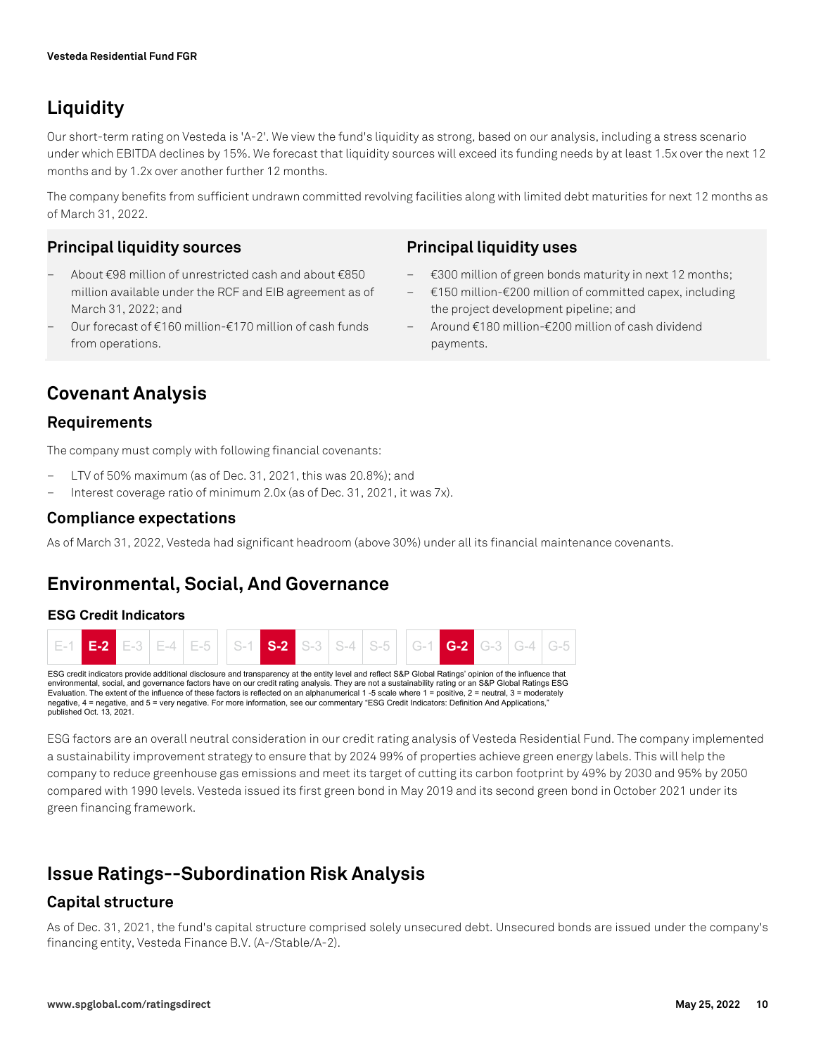## Liquidity

Our short-term rating on Vesteda is 'A-2'. We view the fund's liquidity as strong, based on our analysis, including a stress scenario under which EBITDA declines by 15%. We forecast that liquidity sources will exceed its funding needs by at least 1.5x over the next 12 months and by 1.2x over another further 12 months.

The company benefits from sufficient undrawn committed revolving facilities along with limited debt maturities for next 12 months as of March 31, 2022.

### Principal liquidity sources

- About €98 million of unrestricted cash and about €850 million available under the RCF and EIB agreement as of March 31, 2022; and
- Our forecast of €160 million-€170 million of cash funds from operations.

### Principal liquidity uses

- €300 million of green bonds maturity in next 12 months;
- €150 million-€200 million of committed capex, including the project development pipeline; and
- Around €180 million-€200 million of cash dividend payments.

## Covenant Analysis

### Requirements

The company must comply with following financial covenants:

- LTV of 50% maximum (as of Dec. 31, 2021, this was 20.8%); and
- Interest coverage ratio of minimum 2.0x (as of Dec. 31, 2021, it was 7x).

### Compliance expectations

As of March 31, 2022, Vesteda had significant headroom (above 30%) under all its financial maintenance covenants.

## Environmental, Social, And Governance

### ESG Credit Indicators

| E-1 | **E-2** | E-3 | E-4 | E-5 | S-1 | **S-2** | S-3 | S-4 | S-5 | G-1 | **G-2** | G-3 | G-4 | G-5 |
|---|---|---|---|---|---|---|---|---|---|---|---|---|---|---|

ESG credit indicators provide additional disclosure and transparency at the entity level and reflect S&P Global Ratings' opinion of the influence that environmental, social, and governance factors have on our credit rating analysis. They are not a sustainability rating or an S&P Global Ratings ESG Evaluation. The extent of the influence of these factors is reflected on an alphanumerical 1 -5 scale where 1 = positive, 2 = neutral, 3 = moderately negative, 4 = negative, and 5 = very negative. For more information, see our commentary "ESG Credit Indicators: Definition And Applications," published Oct. 13, 2021.

ESG factors are an overall neutral consideration in our credit rating analysis of Vesteda Residential Fund. The company implemented a sustainability improvement strategy to ensure that by 2024 99% of properties achieve green energy labels. This will help the company to reduce greenhouse gas emissions and meet its target of cutting its carbon footprint by 49% by 2030 and 95% by 2050 compared with 1990 levels. Vesteda issued its first green bond in May 2019 and its second green bond in October 2021 under its green financing framework.

## Issue Ratings--Subordination Risk Analysis

### Capital structure

As of Dec. 31, 2021, the fund's capital structure comprised solely unsecured debt. Unsecured bonds are issued under the company's financing entity, Vesteda Finance B.V. (A-/Stable/A-2).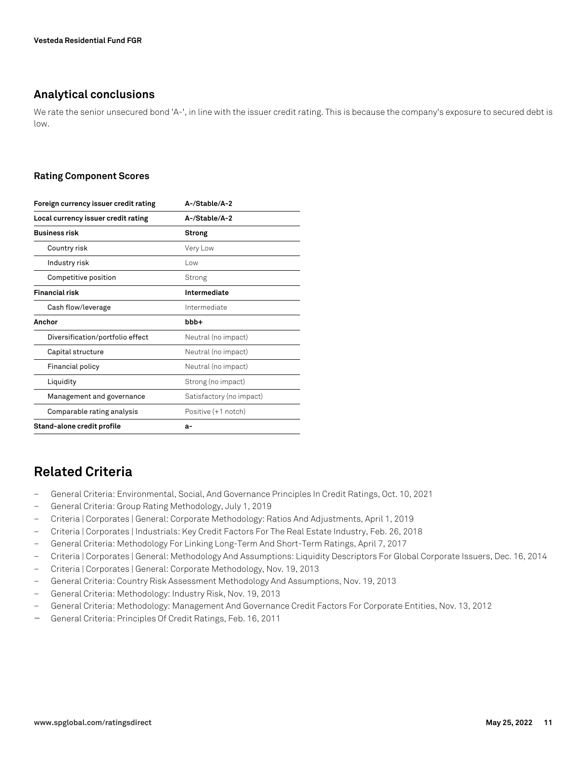## Analytical conclusions

We rate the senior unsecured bond 'A-', in line with the issuer credit rating. This is because the company's exposure to secured debt is low.

### Rating Component Scores

| Foreign currency issuer credit rating | A-/Stable/A-2 |
|---|---|
| **Local currency issuer credit rating** | **A-/Stable/A-2** |
| **Business risk** | **Strong** |
| Country risk | Very Low |
| Industry risk | Low |
| Competitive position | Strong |
| **Financial risk** | **Intermediate** |
| Cash flow/leverage | Intermediate |
| **Anchor** | **bbb+** |
| Diversification/portfolio effect | Neutral (no impact) |
| Capital structure | Neutral (no impact) |
| Financial policy | Neutral (no impact) |
| Liquidity | Strong (no impact) |
| Management and governance | Satisfactory (no impact) |
| Comparable rating analysis | Positive (+1 notch) |
| **Stand-alone credit profile** | **a-** |

# Related Criteria

- General Criteria: Environmental, Social, And Governance Principles In Credit Ratings, Oct. 10, 2021
- General Criteria: Group Rating Methodology, July 1, 2019
- Criteria | Corporates | General: Corporate Methodology: Ratios And Adjustments, April 1, 2019
- Criteria | Corporates | Industrials: Key Credit Factors For The Real Estate Industry, Feb. 26, 2018
- General Criteria: Methodology For Linking Long-Term And Short-Term Ratings, April 7, 2017
- Criteria | Corporates | General: Methodology And Assumptions: Liquidity Descriptors For Global Corporate Issuers, Dec. 16, 2014
- Criteria | Corporates | General: Corporate Methodology, Nov. 19, 2013
- General Criteria: Country Risk Assessment Methodology And Assumptions, Nov. 19, 2013
- General Criteria: Methodology: Industry Risk, Nov. 19, 2013
- General Criteria: Methodology: Management And Governance Credit Factors For Corporate Entities, Nov. 13, 2012
- General Criteria: Principles Of Credit Ratings, Feb. 16, 2011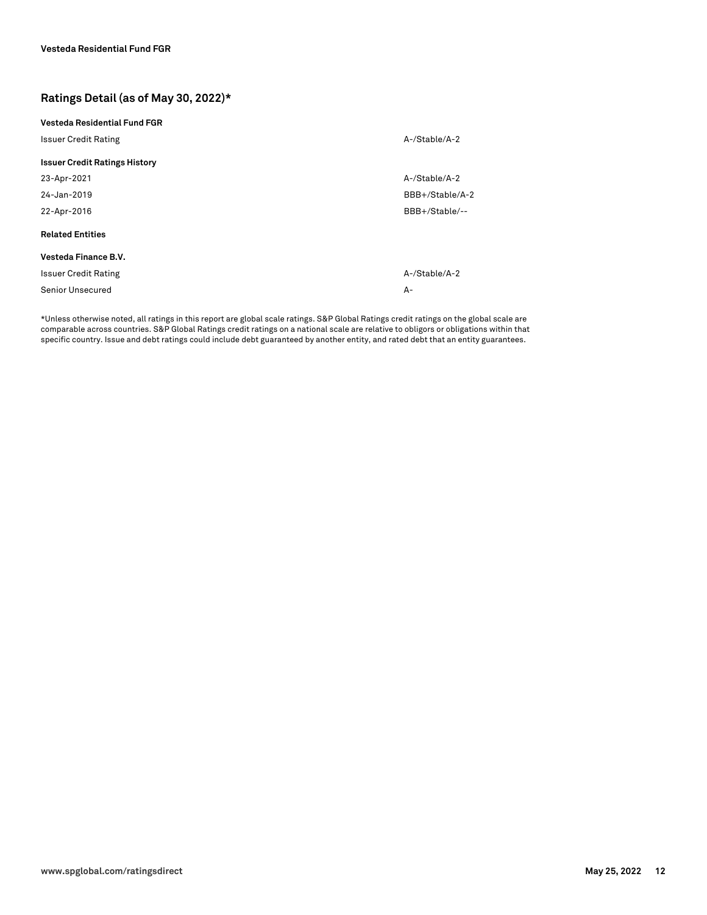## Ratings Detail (as of May 30, 2022)*

| | |
|---|---|
| **Vesteda Residential Fund FGR** | |
| Issuer Credit Rating | A-/Stable/A-2 |
| **Issuer Credit Ratings History** | |
| 23-Apr-2021 | A-/Stable/A-2 |
| 24-Jan-2019 | BBB+/Stable/A-2 |
| 22-Apr-2016 | BBB+/Stable/-- |
| **Related Entities** | |
| **Vesteda Finance B.V.** | |
| Issuer Credit Rating | A-/Stable/A-2 |
| Senior Unsecured | A- |

*Unless otherwise noted, all ratings in this report are global scale ratings. S&P Global Ratings credit ratings on the global scale are comparable across countries. S&P Global Ratings credit ratings on a national scale are relative to obligors or obligations within that specific country. Issue and debt ratings could include debt guaranteed by another entity, and rated debt that an entity guarantees.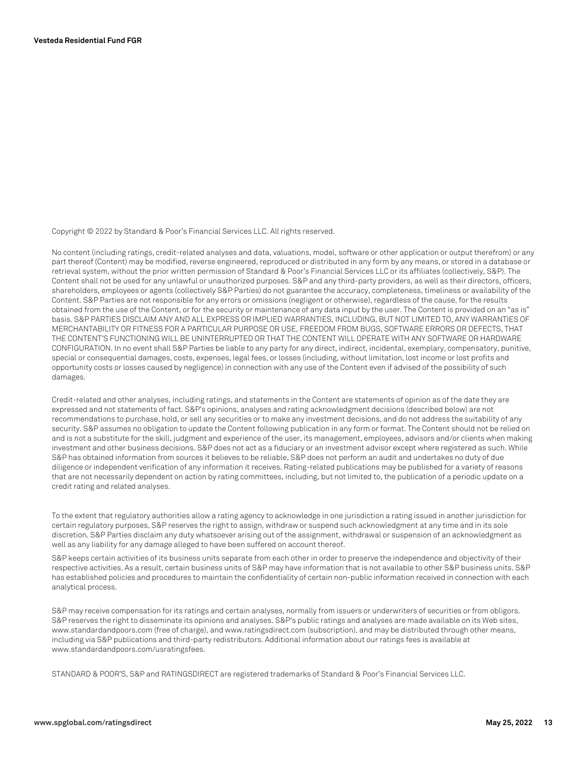Copyright © 2022 by Standard & Poor's Financial Services LLC. All rights reserved.

No content (including ratings, credit-related analyses and data, valuations, model, software or other application or output therefrom) or any part thereof (Content) may be modified, reverse engineered, reproduced or distributed in any form by any means, or stored in a database or retrieval system, without the prior written permission of Standard & Poor's Financial Services LLC or its affiliates (collectively, S&P). The Content shall not be used for any unlawful or unauthorized purposes. S&P and any third-party providers, as well as their directors, officers, shareholders, employees or agents (collectively S&P Parties) do not guarantee the accuracy, completeness, timeliness or availability of the Content. S&P Parties are not responsible for any errors or omissions (negligent or otherwise), regardless of the cause, for the results obtained from the use of the Content, or for the security or maintenance of any data input by the user. The Content is provided on an "as is" basis. S&P PARTIES DISCLAIM ANY AND ALL EXPRESS OR IMPLIED WARRANTIES, INCLUDING, BUT NOT LIMITED TO, ANY WARRANTIES OF MERCHANTABILITY OR FITNESS FOR A PARTICULAR PURPOSE OR USE, FREEDOM FROM BUGS, SOFTWARE ERRORS OR DEFECTS, THAT THE CONTENT'S FUNCTIONING WILL BE UNINTERRUPTED OR THAT THE CONTENT WILL OPERATE WITH ANY SOFTWARE OR HARDWARE CONFIGURATION. In no event shall S&P Parties be liable to any party for any direct, indirect, incidental, exemplary, compensatory, punitive, special or consequential damages, costs, expenses, legal fees, or losses (including, without limitation, lost income or lost profits and opportunity costs or losses caused by negligence) in connection with any use of the Content even if advised of the possibility of such damages.

Credit-related and other analyses, including ratings, and statements in the Content are statements of opinion as of the date they are expressed and not statements of fact. S&P's opinions, analyses and rating acknowledgment decisions (described below) are not recommendations to purchase, hold, or sell any securities or to make any investment decisions, and do not address the suitability of any security. S&P assumes no obligation to update the Content following publication in any form or format. The Content should not be relied on and is not a substitute for the skill, judgment and experience of the user, its management, employees, advisors and/or clients when making investment and other business decisions. S&P does not act as a fiduciary or an investment advisor except where registered as such. While S&P has obtained information from sources it believes to be reliable, S&P does not perform an audit and undertakes no duty of due diligence or independent verification of any information it receives. Rating-related publications may be published for a variety of reasons that are not necessarily dependent on action by rating committees, including, but not limited to, the publication of a periodic update on a credit rating and related analyses.

To the extent that regulatory authorities allow a rating agency to acknowledge in one jurisdiction a rating issued in another jurisdiction for certain regulatory purposes, S&P reserves the right to assign, withdraw or suspend such acknowledgment at any time and in its sole discretion. S&P Parties disclaim any duty whatsoever arising out of the assignment, withdrawal or suspension of an acknowledgment as well as any liability for any damage alleged to have been suffered on account thereof.

S&P keeps certain activities of its business units separate from each other in order to preserve the independence and objectivity of their respective activities. As a result, certain business units of S&P may have information that is not available to other S&P business units. S&P has established policies and procedures to maintain the confidentiality of certain non-public information received in connection with each analytical process.

S&P may receive compensation for its ratings and certain analyses, normally from issuers or underwriters of securities or from obligors. S&P reserves the right to disseminate its opinions and analyses. S&P's public ratings and analyses are made available on its Web sites, www.standardandpoors.com (free of charge), and www.ratingsdirect.com (subscription), and may be distributed through other means, including via S&P publications and third-party redistributors. Additional information about our ratings fees is available at www.standardandpoors.com/usratingsfees.

STANDARD & POOR'S, S&P and RATINGSDIRECT are registered trademarks of Standard & Poor's Financial Services LLC.